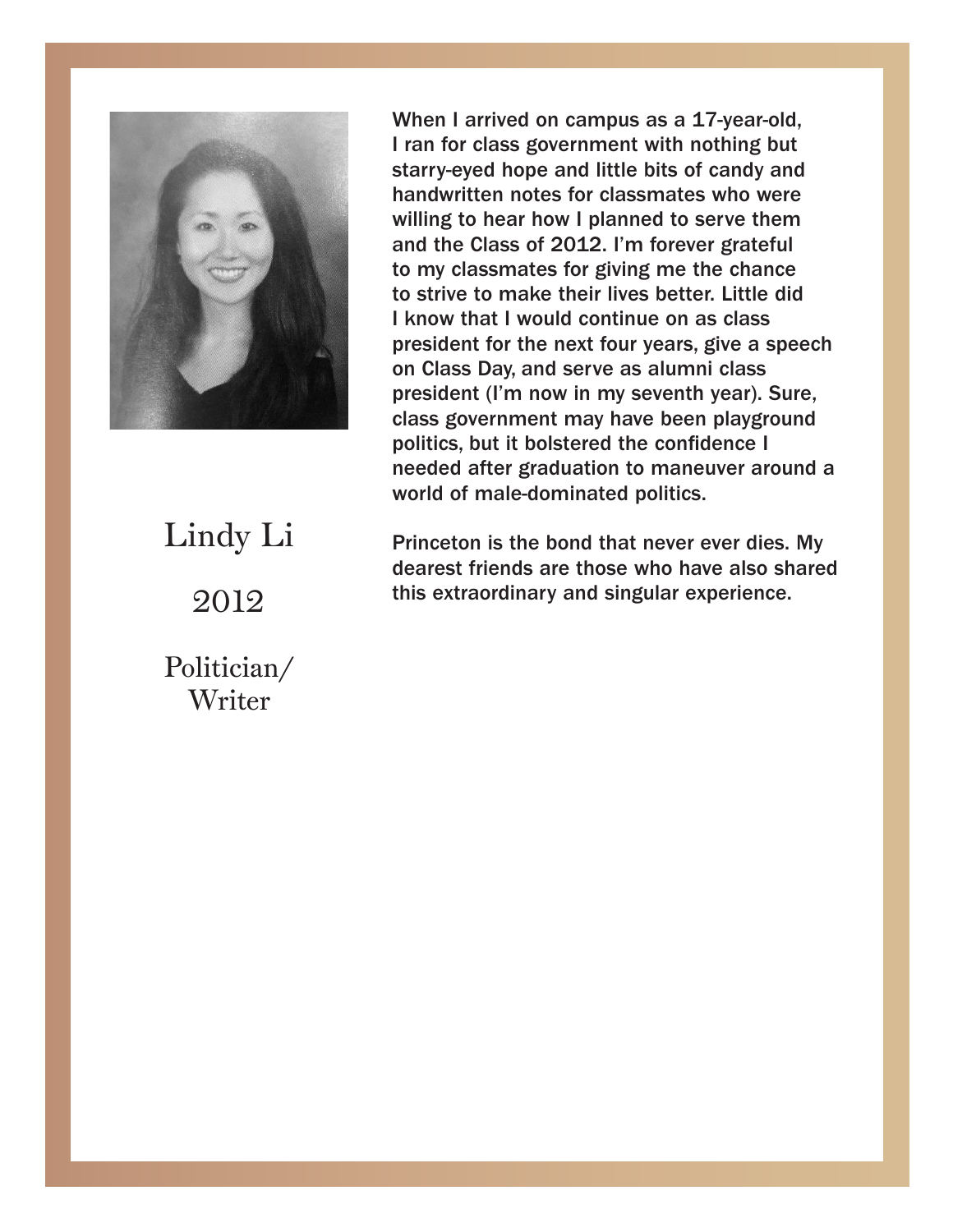Lindy Li

2012

Politician/ Writer

When I arrived on campus as a 17-year-old, I ran for class government with nothing but starry-eyed hope and little bits of candy and handwritten notes for classmates who were willing to hear how I planned to serve them and the Class of 2012. I'm forever grateful to my classmates for giving me the chance to strive to make their lives better. Little did I know that I would continue on as class president for the next four years, give a speech on Class Day, and serve as alumni class president (I'm now in my seventh year). Sure, class government may have been playground politics, but it bolstered the confidence I needed after graduation to maneuver around a world of male-dominated politics.

Princeton is the bond that never ever dies. My dearest friends are those who have also shared this extraordinary and singular experience.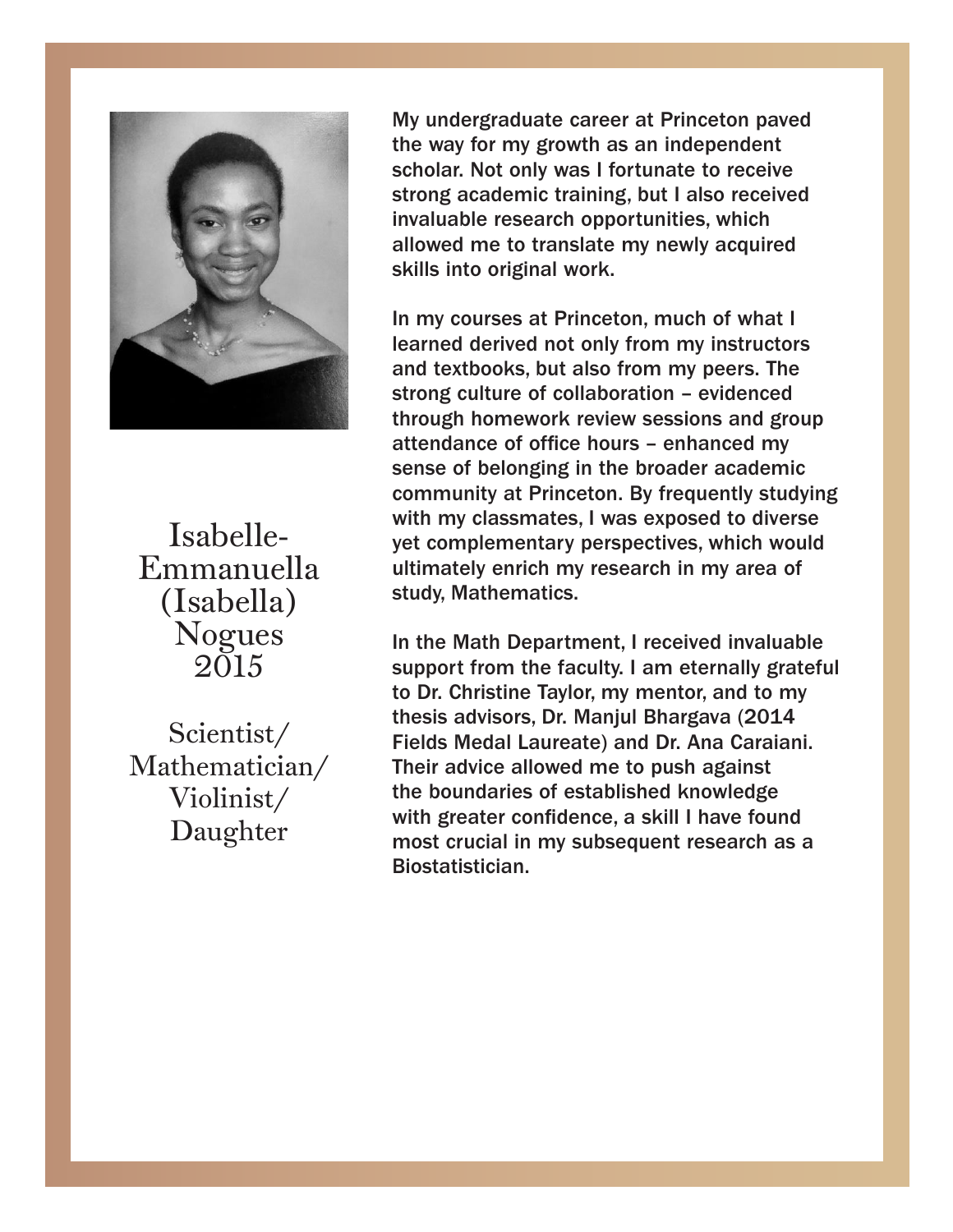Isabelle-Emmanuella (Isabella) Nogues 2015

Scientist/ Mathematician/ Violinist/ Daughter

My undergraduate career at Princeton paved the way for my growth as an independent scholar. Not only was I fortunate to receive strong academic training, but I also received invaluable research opportunities, which allowed me to translate my newly acquired skills into original work.

In my courses at Princeton, much of what I learned derived not only from my instructors and textbooks, but also from my peers. The strong culture of collaboration – evidenced through homework review sessions and group attendance of office hours – enhanced my sense of belonging in the broader academic community at Princeton. By frequently studying with my classmates, I was exposed to diverse yet complementary perspectives, which would ultimately enrich my research in my area of study, Mathematics.

In the Math Department, I received invaluable support from the faculty. I am eternally grateful to Dr. Christine Taylor, my mentor, and to my thesis advisors, Dr. Manjul Bhargava (2014 Fields Medal Laureate) and Dr. Ana Caraiani. Their advice allowed me to push against the boundaries of established knowledge with greater confidence, a skill I have found most crucial in my subsequent research as a Biostatistician.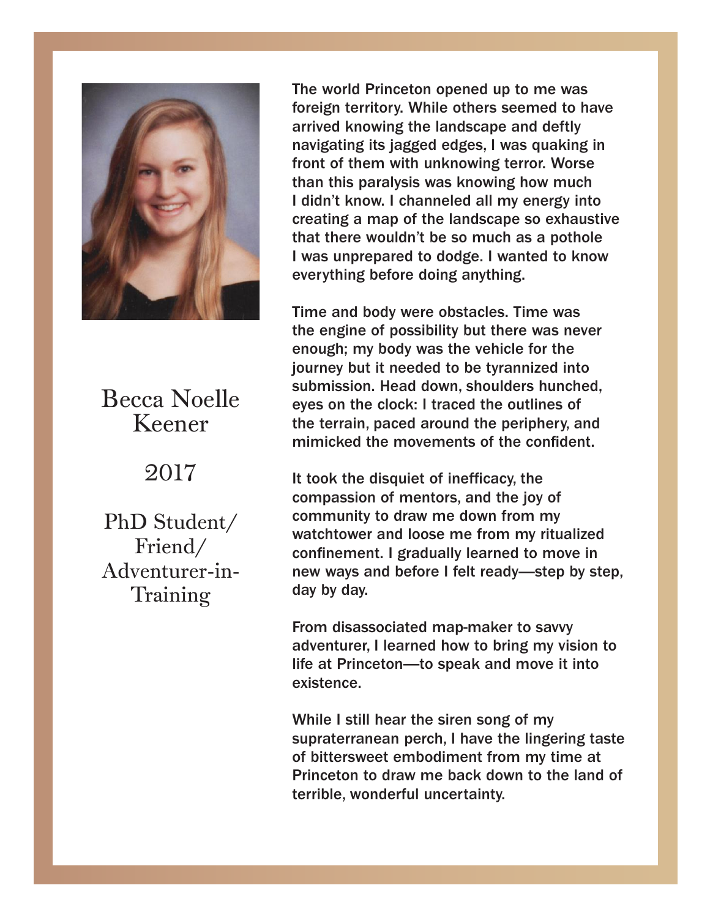Becca Noelle Keener

2017

PhD Student/ Friend/ Adventurer-in-Training

The world Princeton opened up to me was foreign territory. While others seemed to have arrived knowing the landscape and deftly navigating its jagged edges, I was quaking in front of them with unknowing terror. Worse than this paralysis was knowing how much I didn't know. I channeled all my energy into creating a map of the landscape so exhaustive that there wouldn't be so much as a pothole I was unprepared to dodge. I wanted to know everything before doing anything.

Time and body were obstacles. Time was the engine of possibility but there was never enough; my body was the vehicle for the journey but it needed to be tyrannized into submission. Head down, shoulders hunched, eyes on the clock: I traced the outlines of the terrain, paced around the periphery, and mimicked the movements of the confident.

It took the disquiet of inefficacy, the compassion of mentors, and the joy of community to draw me down from my watchtower and loose me from my ritualized confinement. I gradually learned to move in new ways and before I felt ready—step by step, day by day.

From disassociated map-maker to savvy adventurer, I learned how to bring my vision to life at Princeton—to speak and move it into existence.

While I still hear the siren song of my supraterranean perch, I have the lingering taste of bittersweet embodiment from my time at Princeton to draw me back down to the land of terrible, wonderful uncertainty.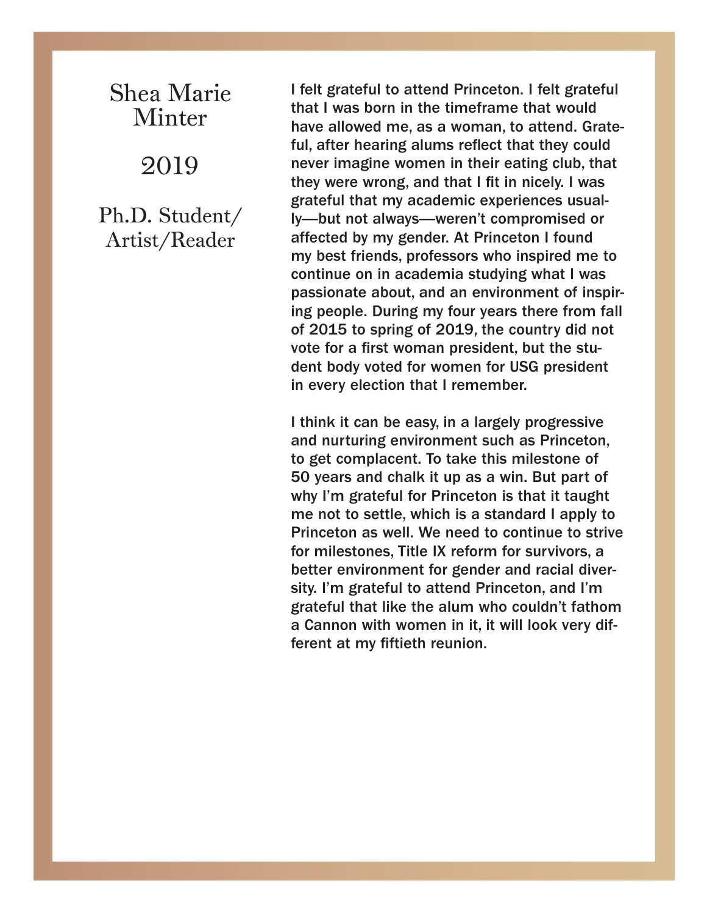# Shea Marie Minter

## 2019

## Ph.D. Student/ Artist/Reader

I felt grateful to attend Princeton. I felt grateful that I was born in the timeframe that would have allowed me, as a woman, to attend. Grateful, after hearing alums reflect that they could never imagine women in their eating club, that they were wrong, and that I fit in nicely. I was grateful that my academic experiences usually—but not always—weren't compromised or affected by my gender. At Princeton I found my best friends, professors who inspired me to continue on in academia studying what I was passionate about, and an environment of inspiring people. During my four years there from fall of 2015 to spring of 2019, the country did not vote for a first woman president, but the student body voted for women for USG president in every election that I remember.

I think it can be easy, in a largely progressive and nurturing environment such as Princeton, to get complacent. To take this milestone of 50 years and chalk it up as a win. But part of why I'm grateful for Princeton is that it taught me not to settle, which is a standard I apply to Princeton as well. We need to continue to strive for milestones, Title IX reform for survivors, a better environment for gender and racial diversity. I'm grateful to attend Princeton, and I'm grateful that like the alum who couldn't fathom a Cannon with women in it, it will look very different at my fiftieth reunion.